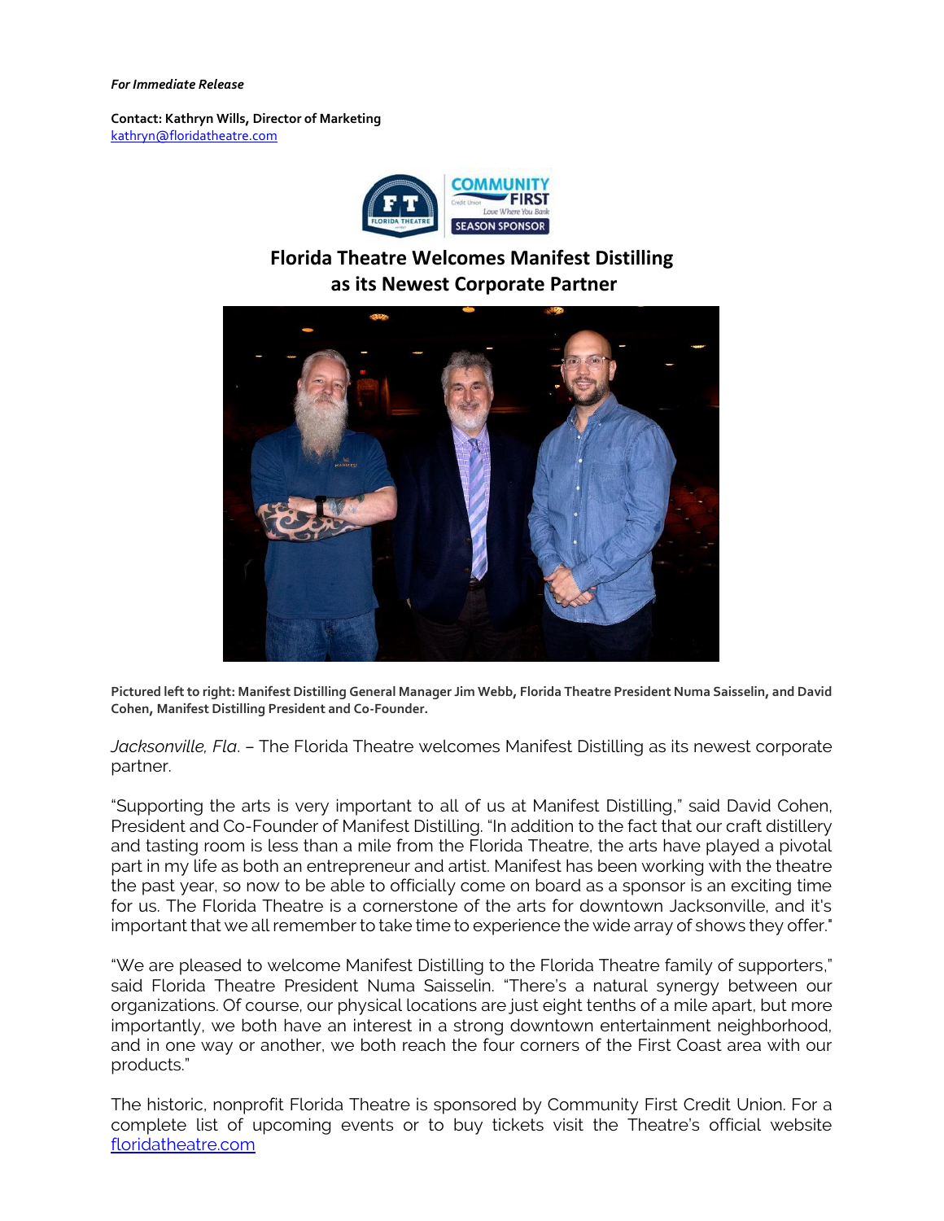*For Immediate Release*

**Contact: Kathryn Wills, Director of Marketing**
[kathryn@floridatheatre.com](mailto:kathryn@floridatheatre.com)

## Florida Theatre Welcomes Manifest Distilling as its Newest Corporate Partner

**Pictured left to right: Manifest Distilling General Manager Jim Webb, Florida Theatre President Numa Saisselin, and David Cohen, Manifest Distilling President and Co-Founder.**

*Jacksonville, Fla*. – The Florida Theatre welcomes Manifest Distilling as its newest corporate partner.

"Supporting the arts is very important to all of us at Manifest Distilling," said David Cohen, President and Co-Founder of Manifest Distilling. "In addition to the fact that our craft distillery and tasting room is less than a mile from the Florida Theatre, the arts have played a pivotal part in my life as both an entrepreneur and artist. Manifest has been working with the theatre the past year, so now to be able to officially come on board as a sponsor is an exciting time for us. The Florida Theatre is a cornerstone of the arts for downtown Jacksonville, and it's important that we all remember to take time to experience the wide array of shows they offer."

"We are pleased to welcome Manifest Distilling to the Florida Theatre family of supporters," said Florida Theatre President Numa Saisselin. "There's a natural synergy between our organizations. Of course, our physical locations are just eight tenths of a mile apart, but more importantly, we both have an interest in a strong downtown entertainment neighborhood, and in one way or another, we both reach the four corners of the First Coast area with our products."

The historic, nonprofit Florida Theatre is sponsored by Community First Credit Union. For a complete list of upcoming events or to buy tickets visit the Theatre's official website [floridatheatre.com](http://floridatheatre.com)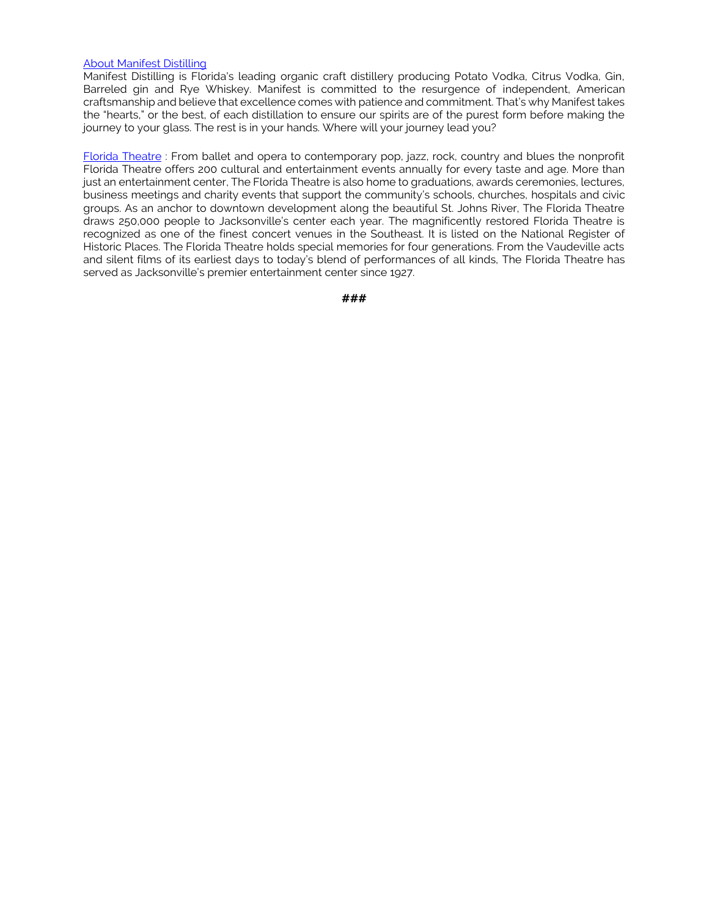About Manifest Distilling

Manifest Distilling is Florida's leading organic craft distillery producing Potato Vodka, Citrus Vodka, Gin, Barreled gin and Rye Whiskey. Manifest is committed to the resurgence of independent, American craftsmanship and believe that excellence comes with patience and commitment. That's why Manifest takes the "hearts," or the best, of each distillation to ensure our spirits are of the purest form before making the journey to your glass. The rest is in your hands. Where will your journey lead you?

Florida Theatre : From ballet and opera to contemporary pop, jazz, rock, country and blues the nonprofit Florida Theatre offers 200 cultural and entertainment events annually for every taste and age. More than just an entertainment center, The Florida Theatre is also home to graduations, awards ceremonies, lectures, business meetings and charity events that support the community's schools, churches, hospitals and civic groups. As an anchor to downtown development along the beautiful St. Johns River, The Florida Theatre draws 250,000 people to Jacksonville's center each year. The magnificently restored Florida Theatre is recognized as one of the finest concert venues in the Southeast. It is listed on the National Register of Historic Places. The Florida Theatre holds special memories for four generations. From the Vaudeville acts and silent films of its earliest days to today's blend of performances of all kinds, The Florida Theatre has served as Jacksonville's premier entertainment center since 1927.

**###**